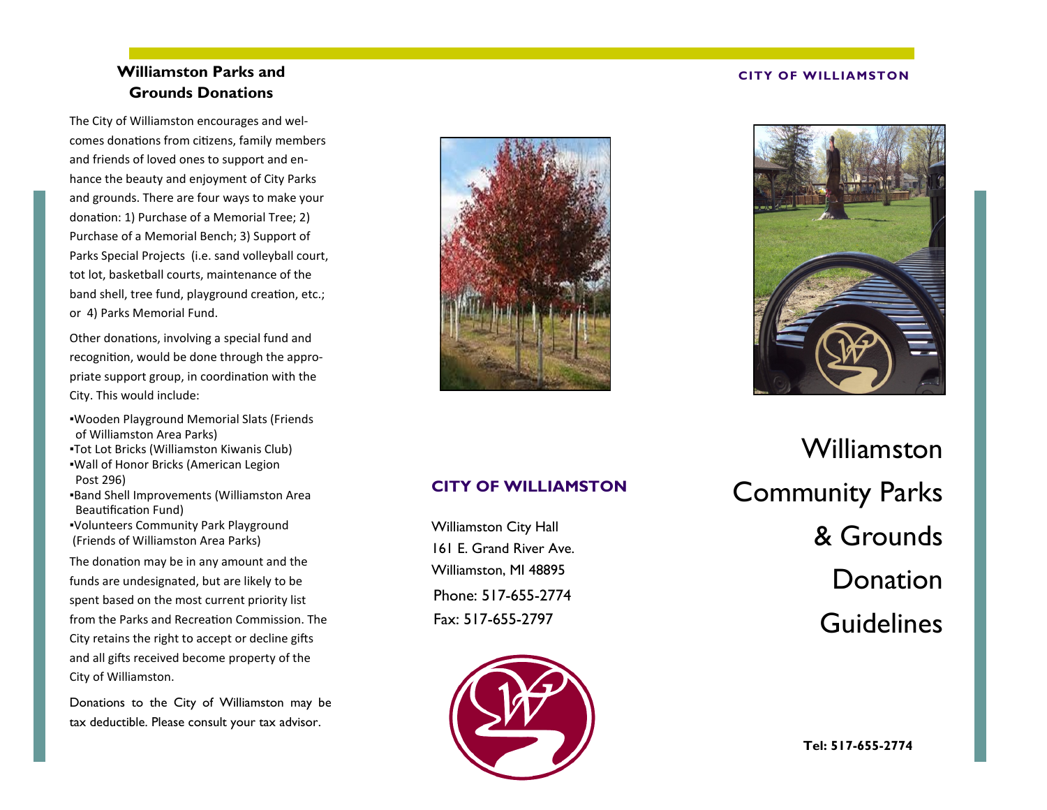## Williamston Parks and Grounds Donations

The City of Williamston encourages and welcomes donations from citizens, family members and friends of loved ones to support and enhance the beauty and enjoyment of City Parks and grounds. There are four ways to make your donation: 1) Purchase of a Memorial Tree; 2) Purchase of a Memorial Bench; 3) Support of Parks Special Projects (i.e. sand volleyball court, tot lot, basketball courts, maintenance of the band shell, tree fund, playground creation, etc.; or 4) Parks Memorial Fund.

Other donations, involving a special fund and recognition, would be done through the appropriate support group, in coordination with the City. This would include:

- Wooden Playground Memorial Slats (Friends of Williamston Area Parks)
- Tot Lot Bricks (Williamston Kiwanis Club)
- Wall of Honor Bricks (American Legion Post 296)
- Band Shell Improvements (Williamston Area Beautification Fund)
- Volunteers Community Park Playground (Friends of Williamston Area Parks)

The donation may be in any amount and the funds are undesignated, but are likely to be spent based on the most current priority list from the Parks and Recreation Commission. The City retains the right to accept or decline gifts and all gifts received become property of the City of Williamston.

Donations to the City of Williamston may be tax deductible. Please consult your tax advisor.

### CITY OF WILLIAMSTON

Williamston City Hall
161 E. Grand River Ave.
Williamston, MI 48895
Phone: 517-655-2774
Fax: 517-655-2797

CITY OF WILLIAMSTON

# Williamston Community Parks & Grounds Donation Guidelines

**Tel: 517-655-2774**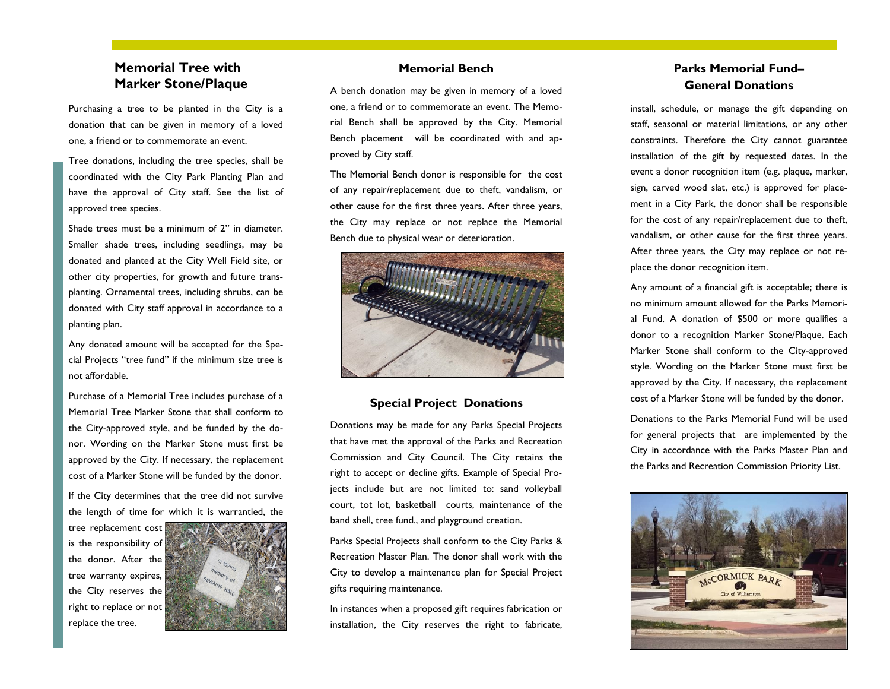## Memorial Tree with Marker Stone/Plaque

Purchasing a tree to be planted in the City is a donation that can be given in memory of a loved one, a friend or to commemorate an event.

Tree donations, including the tree species, shall be coordinated with the City Park Planting Plan and have the approval of City staff. See the list of approved tree species.

Shade trees must be a minimum of 2" in diameter. Smaller shade trees, including seedlings, may be donated and planted at the City Well Field site, or other city properties, for growth and future transplanting. Ornamental trees, including shrubs, can be donated with City staff approval in accordance to a planting plan.

Any donated amount will be accepted for the Special Projects "tree fund" if the minimum size tree is not affordable.

Purchase of a Memorial Tree includes purchase of a Memorial Tree Marker Stone that shall conform to the City-approved style, and be funded by the donor. Wording on the Marker Stone must first be approved by the City. If necessary, the replacement cost of a Marker Stone will be funded by the donor.

If the City determines that the tree did not survive the length of time for which it is warrantied, the tree replacement cost is the responsibility of the donor. After the tree warranty expires, the City reserves the right to replace or not replace the tree.

## Memorial Bench

A bench donation may be given in memory of a loved one, a friend or to commemorate an event. The Memorial Bench shall be approved by the City. Memorial Bench placement will be coordinated with and approved by City staff.

The Memorial Bench donor is responsible for the cost of any repair/replacement due to theft, vandalism, or other cause for the first three years. After three years, the City may replace or not replace the Memorial Bench due to physical wear or deterioration.

## Special Project Donations

Donations may be made for any Parks Special Projects that have met the approval of the Parks and Recreation Commission and City Council. The City retains the right to accept or decline gifts. Example of Special Projects include but are not limited to: sand volleyball court, tot lot, basketball courts, maintenance of the band shell, tree fund., and playground creation.

Parks Special Projects shall conform to the City Parks & Recreation Master Plan. The donor shall work with the City to develop a maintenance plan for Special Project gifts requiring maintenance.

In instances when a proposed gift requires fabrication or installation, the City reserves the right to fabricate, install, schedule, or manage the gift depending on staff, seasonal or material limitations, or any other constraints. Therefore the City cannot guarantee installation of the gift by requested dates. In the event a donor recognition item (e.g. plaque, marker, sign, carved wood slat, etc.) is approved for placement in a City Park, the donor shall be responsible for the cost of any repair/replacement due to theft, vandalism, or other cause for the first three years. After three years, the City may replace or not replace the donor recognition item.

## Parks Memorial Fund– General Donations

Any amount of a financial gift is acceptable; there is no minimum amount allowed for the Parks Memorial Fund. A donation of $500 or more qualifies a donor to a recognition Marker Stone/Plaque. Each Marker Stone shall conform to the City-approved style. Wording on the Marker Stone must first be approved by the City. If necessary, the replacement cost of a Marker Stone will be funded by the donor.

Donations to the Parks Memorial Fund will be used for general projects that are implemented by the City in accordance with the Parks Master Plan and the Parks and Recreation Commission Priority List.